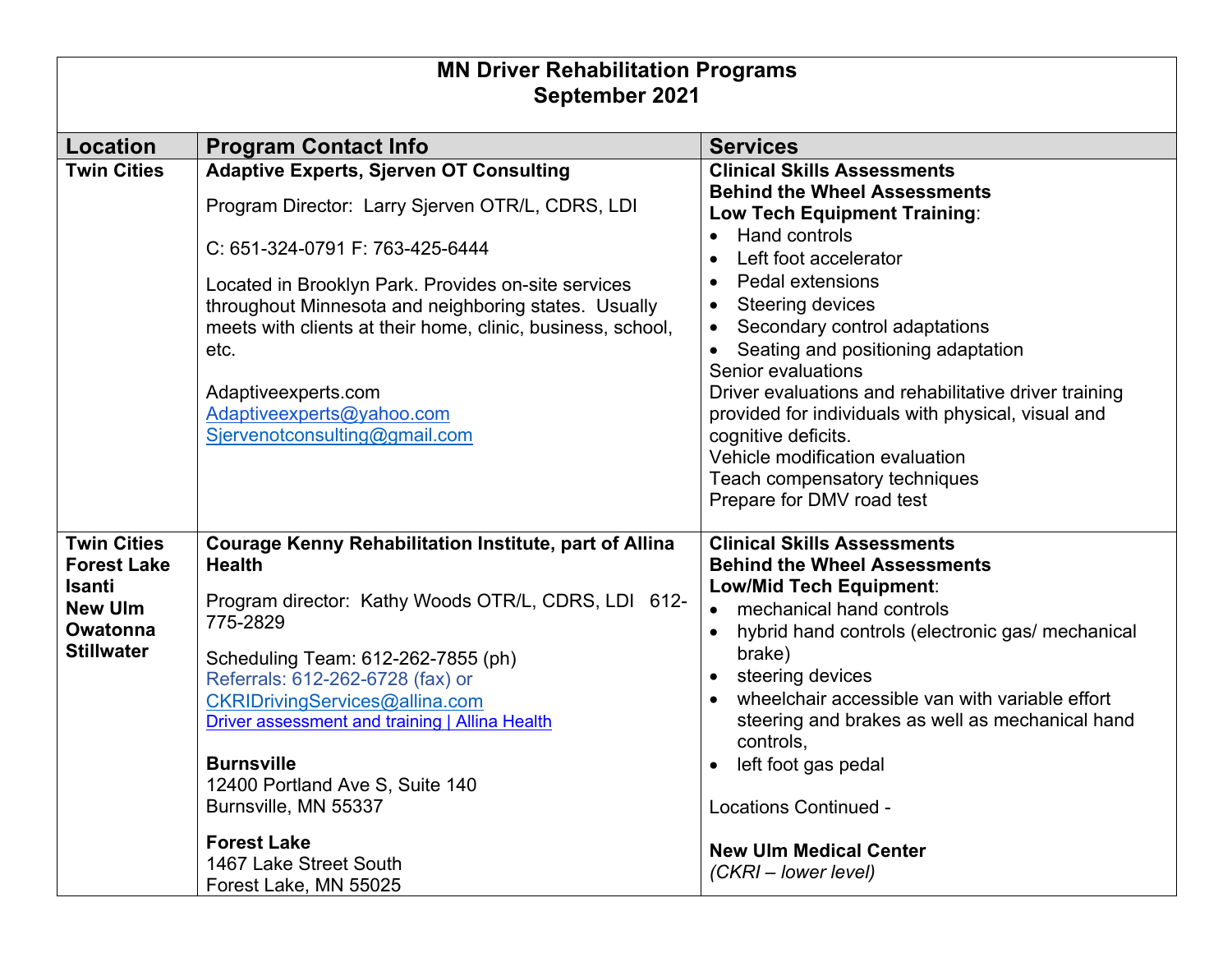# MN Driver Rehabilitation Programs
## September 2021

| Location | Program Contact Info | Services |
|---|---|---|
| **Twin Cities** | **Adaptive Experts, Sjerven OT Consulting**<br><br>Program Director: Larry Sjerven OTR/L, CDRS, LDI<br><br>C: 651-324-0791 F: 763-425-6444<br><br>Located in Brooklyn Park. Provides on-site services throughout Minnesota and neighboring states. Usually meets with clients at their home, clinic, business, school, etc.<br><br>Adaptiveexperts.com<br>Adaptiveexperts@yahoo.com<br>Sjervenotconsulting@gmail.com | **Clinical Skills Assessments**<br>**Behind the Wheel Assessments**<br>**Low Tech Equipment Training**:<br>• Hand controls<br>• Left foot accelerator<br>• Pedal extensions<br>• Steering devices<br>• Secondary control adaptations<br>• Seating and positioning adaptation<br>Senior evaluations<br>Driver evaluations and rehabilitative driver training provided for individuals with physical, visual and cognitive deficits.<br>Vehicle modification evaluation<br>Teach compensatory techniques<br>Prepare for DMV road test |
| **Twin Cities**<br>**Forest Lake**<br>**Isanti**<br>**New Ulm**<br>**Owatonna**<br>**Stillwater** | **Courage Kenny Rehabilitation Institute, part of Allina Health**<br><br>Program director: Kathy Woods OTR/L, CDRS, LDI 612-775-2829<br><br>Scheduling Team: 612-262-7855 (ph)<br>Referrals: 612-262-6728 (fax) or CKRIDrivingServices@allina.com<br>Driver assessment and training \| Allina Health<br><br>**Burnsville**<br>12400 Portland Ave S, Suite 140<br>Burnsville, MN 55337<br><br>**Forest Lake**<br>1467 Lake Street South<br>Forest Lake, MN 55025 | **Clinical Skills Assessments**<br>**Behind the Wheel Assessments**<br>**Low/Mid Tech Equipment**:<br>• mechanical hand controls<br>• hybrid hand controls (electronic gas/ mechanical brake)<br>• steering devices<br>• wheelchair accessible van with variable effort steering and brakes as well as mechanical hand controls,<br>• left foot gas pedal<br><br>Locations Continued -<br><br>**New Ulm Medical Center**<br>*(CKRI – lower level)* |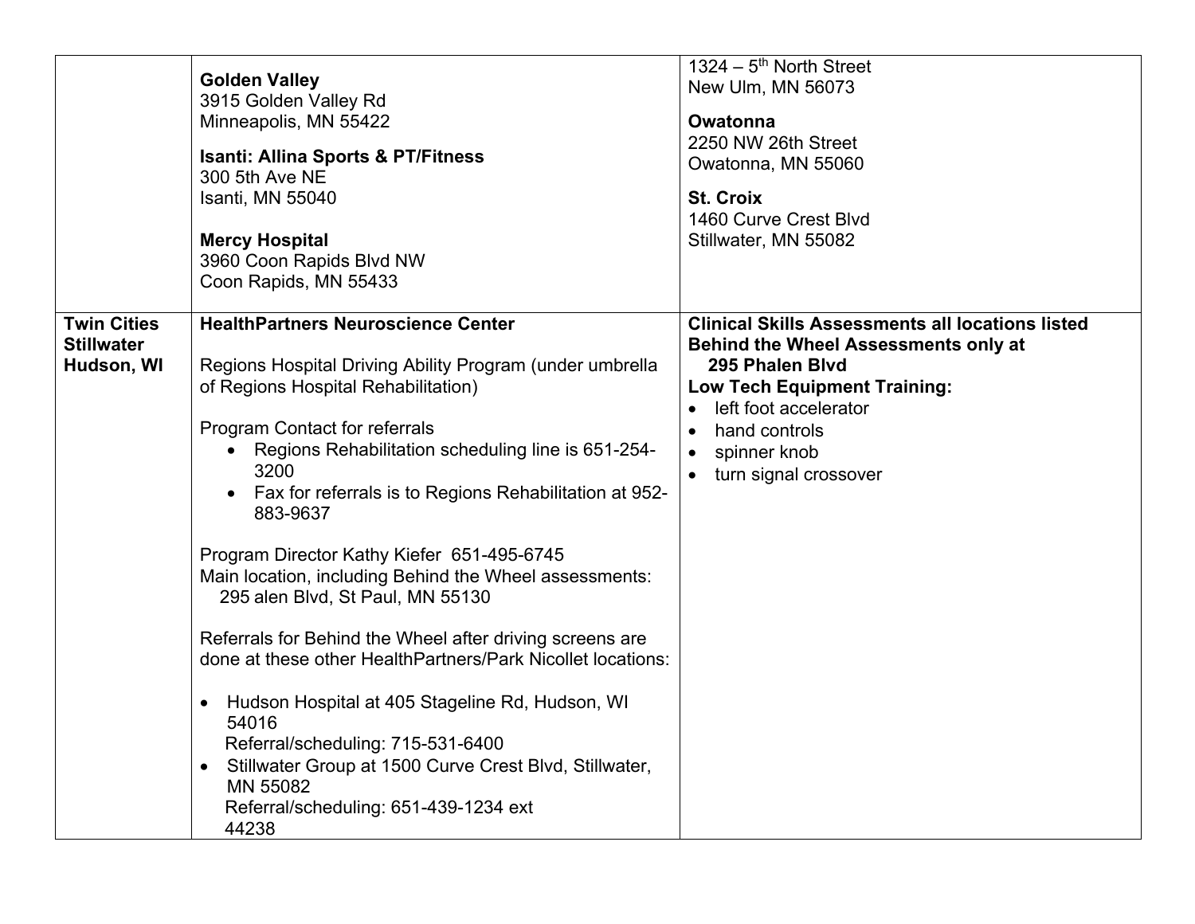| | | |
|---|---|---|
| | **Golden Valley**<br>3915 Golden Valley Rd<br>Minneapolis, MN 55422<br><br>**Isanti: Allina Sports & PT/Fitness**<br>300 5th Ave NE<br>Isanti, MN 55040<br><br>**Mercy Hospital**<br>3960 Coon Rapids Blvd NW<br>Coon Rapids, MN 55433 | 1324 – 5th North Street<br>New Ulm, MN 56073<br><br>**Owatonna**<br>2250 NW 26th Street<br>Owatonna, MN 55060<br><br>**St. Croix**<br>1460 Curve Crest Blvd<br>Stillwater, MN 55082 |
| **Twin Cities**<br>**Stillwater**<br>**Hudson, WI** | **HealthPartners Neuroscience Center**<br><br>Regions Hospital Driving Ability Program (under umbrella of Regions Hospital Rehabilitation)<br><br>Program Contact for referrals<br>• Regions Rehabilitation scheduling line is 651-254-3200<br>• Fax for referrals is to Regions Rehabilitation at 952-883-9637<br><br>Program Director Kathy Kiefer 651-495-6745<br>Main location, including Behind the Wheel assessments: 295 alen Blvd, St Paul, MN 55130<br><br>Referrals for Behind the Wheel after driving screens are done at these other HealthPartners/Park Nicollet locations:<br><br>• Hudson Hospital at 405 Stageline Rd, Hudson, WI 54016<br>Referral/scheduling: 715-531-6400<br>• Stillwater Group at 1500 Curve Crest Blvd, Stillwater, MN 55082<br>Referral/scheduling: 651-439-1234 ext 44238 | **Clinical Skills Assessments all locations listed**<br>**Behind the Wheel Assessments only at 295 Phalen Blvd**<br>**Low Tech Equipment Training:**<br>• left foot accelerator<br>• hand controls<br>• spinner knob<br>• turn signal crossover |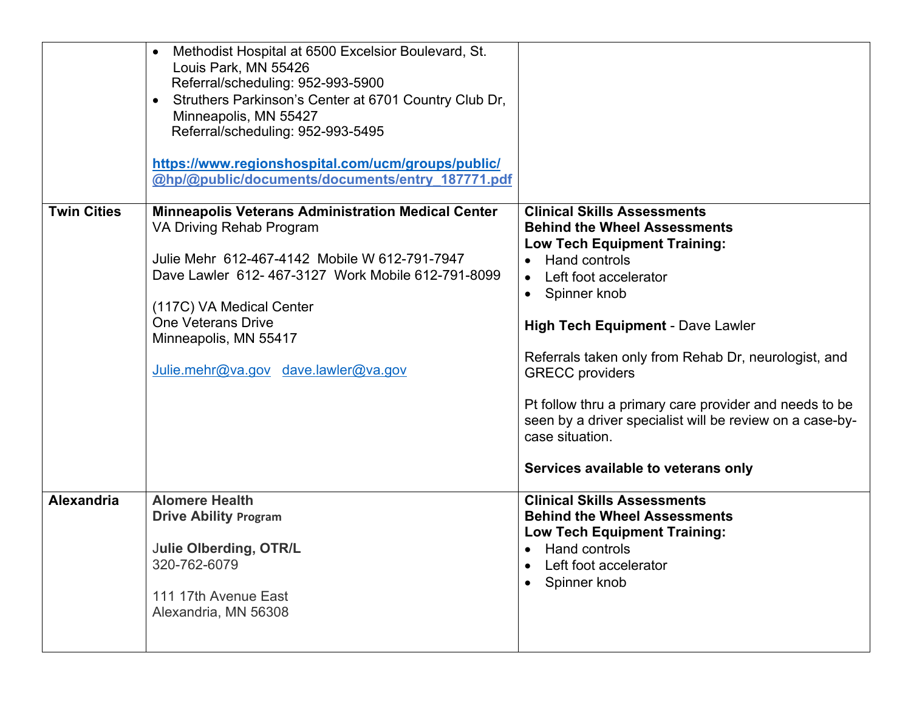| | | |
|---|---|---|
| | • Methodist Hospital at 6500 Excelsior Boulevard, St. Louis Park, MN 55426<br>Referral/scheduling: 952-993-5900<br>• Struthers Parkinson's Center at 6701 Country Club Dr, Minneapolis, MN 55427<br>Referral/scheduling: 952-993-5495<br><br>**https://www.regionshospital.com/ucm/groups/public/@hp/@public/documents/documents/entry_187771.pdf** | |
| **Twin Cities** | **Minneapolis Veterans Administration Medical Center**<br>VA Driving Rehab Program<br><br>Julie Mehr 612-467-4142 Mobile W 612-791-7947<br>Dave Lawler 612- 467-3127 Work Mobile 612-791-8099<br><br>(117C) VA Medical Center<br>One Veterans Drive<br>Minneapolis, MN 55417<br><br>Julie.mehr@va.gov dave.lawler@va.gov | **Clinical Skills Assessments**<br>**Behind the Wheel Assessments**<br>**Low Tech Equipment Training:**<br>• Hand controls<br>• Left foot accelerator<br>• Spinner knob<br><br>**High Tech Equipment** - Dave Lawler<br><br>Referrals taken only from Rehab Dr, neurologist, and GRECC providers<br><br>Pt follow thru a primary care provider and needs to be seen by a driver specialist will be review on a case-by-case situation.<br><br>**Services available to veterans only** |
| **Alexandria** | **Alomere Health**<br>**Drive Ability Program**<br><br>J**ulie Olberding, OTR/L**<br>320-762-6079<br><br>111 17th Avenue East<br>Alexandria, MN 56308 | **Clinical Skills Assessments**<br>**Behind the Wheel Assessments**<br>**Low Tech Equipment Training:**<br>• Hand controls<br>• Left foot accelerator<br>• Spinner knob |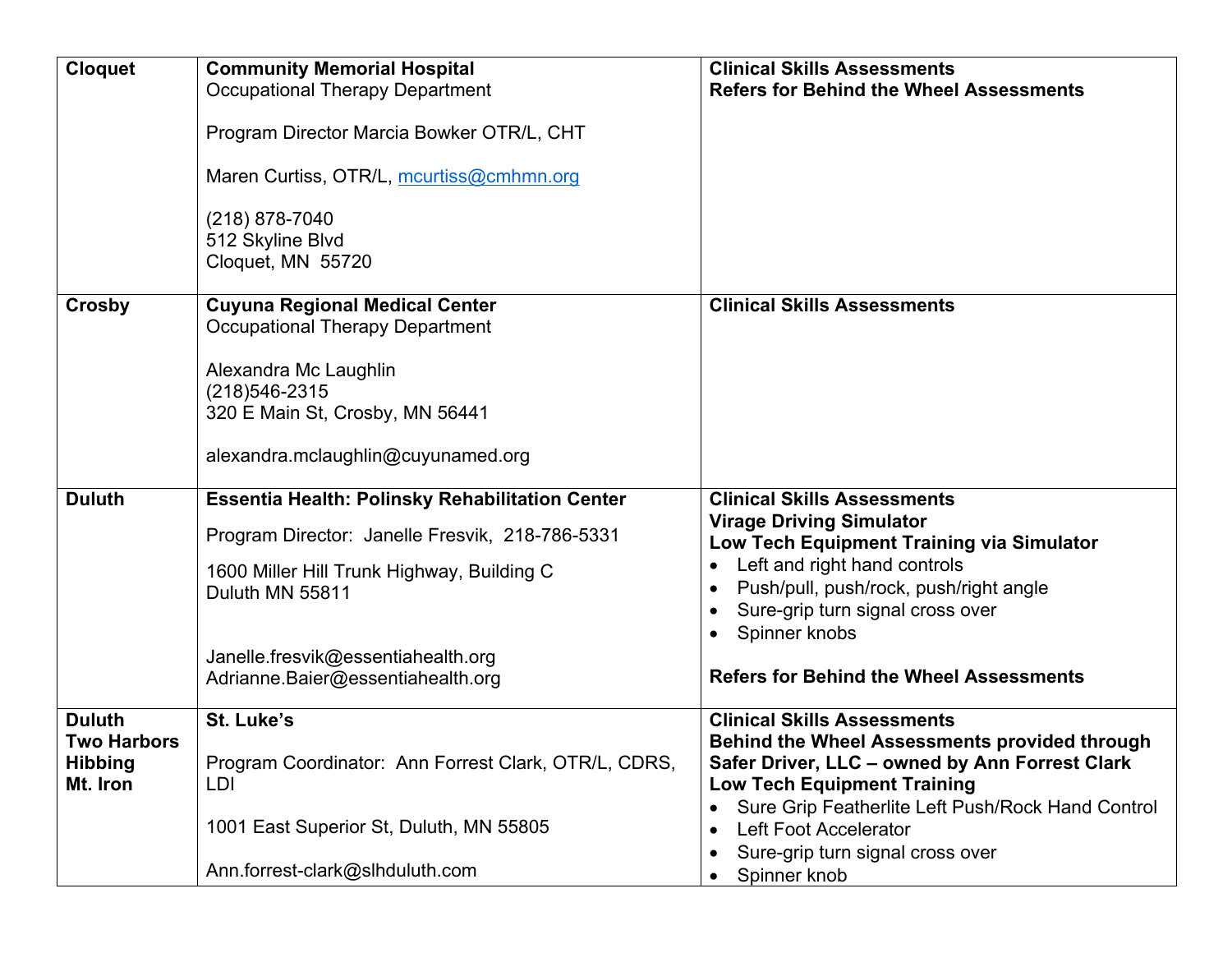| | | |
|---|---|---|
| **Cloquet** | **Community Memorial Hospital**<br>Occupational Therapy Department<br><br>Program Director Marcia Bowker OTR/L, CHT<br><br>Maren Curtiss, OTR/L, mcurtiss@cmhmn.org<br><br>(218) 878-7040<br>512 Skyline Blvd<br>Cloquet, MN 55720 | **Clinical Skills Assessments**<br>**Refers for Behind the Wheel Assessments** |
| **Crosby** | **Cuyuna Regional Medical Center**<br>Occupational Therapy Department<br><br>Alexandra Mc Laughlin<br>(218)546-2315<br>320 E Main St, Crosby, MN 56441<br><br>alexandra.mclaughlin@cuyunamed.org | **Clinical Skills Assessments** |
| **Duluth** | **Essentia Health: Polinsky Rehabilitation Center**<br>Program Director: Janelle Fresvik, 218-786-5331<br><br>1600 Miller Hill Trunk Highway, Building C<br>Duluth MN 55811<br><br>Janelle.fresvik@essentiahealth.org<br>Adrianne.Baier@essentiahealth.org | **Clinical Skills Assessments**<br>**Virage Driving Simulator**<br>**Low Tech Equipment Training via Simulator**<br>• Left and right hand controls<br>• Push/pull, push/rock, push/right angle<br>• Sure-grip turn signal cross over<br>• Spinner knobs<br><br>**Refers for Behind the Wheel Assessments** |
| **Duluth**<br>**Two Harbors**<br>**Hibbing**<br>**Mt. Iron** | **St. Luke's**<br><br>Program Coordinator: Ann Forrest Clark, OTR/L, CDRS, LDI<br><br>1001 East Superior St, Duluth, MN 55805<br><br>Ann.forrest-clark@slhduluth.com | **Clinical Skills Assessments**<br>**Behind the Wheel Assessments provided through Safer Driver, LLC – owned by Ann Forrest Clark**<br>**Low Tech Equipment Training**<br>• Sure Grip Featherlite Left Push/Rock Hand Control<br>• Left Foot Accelerator<br>• Sure-grip turn signal cross over<br>• Spinner knob |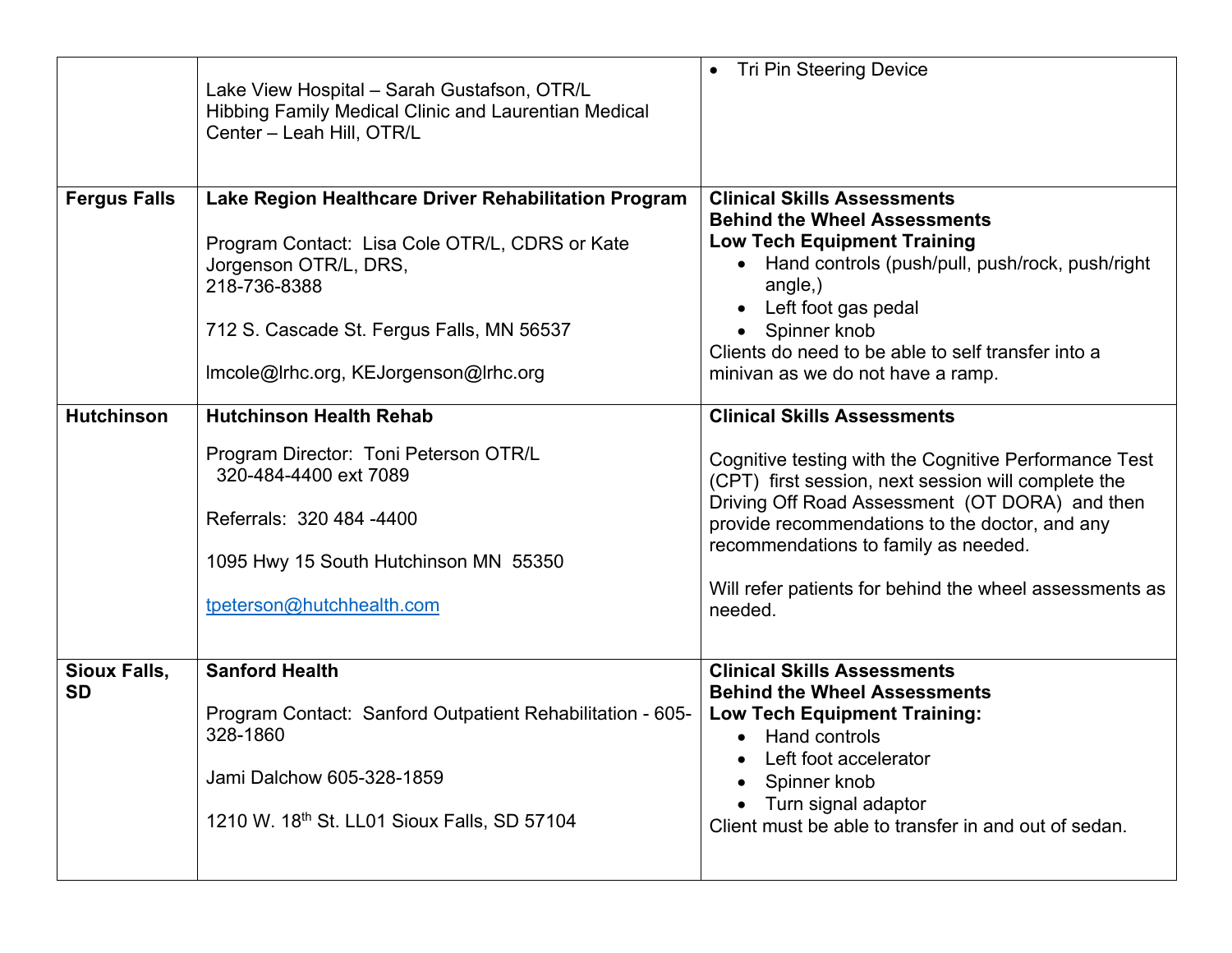| | | |
|---|---|---|
| | Lake View Hospital – Sarah Gustafson, OTR/L<br>Hibbing Family Medical Clinic and Laurentian Medical Center – Leah Hill, OTR/L | • Tri Pin Steering Device |
| **Fergus Falls** | **Lake Region Healthcare Driver Rehabilitation Program**<br><br>Program Contact: Lisa Cole OTR/L, CDRS or Kate Jorgenson OTR/L, DRS,<br>218-736-8388<br><br>712 S. Cascade St. Fergus Falls, MN 56537<br><br>lmcole@lrhc.org, KEJorgenson@lrhc.org | **Clinical Skills Assessments**<br>**Behind the Wheel Assessments**<br>**Low Tech Equipment Training**<br>• Hand controls (push/pull, push/rock, push/right angle,)<br>• Left foot gas pedal<br>• Spinner knob<br>Clients do need to be able to self transfer into a minivan as we do not have a ramp. |
| **Hutchinson** | **Hutchinson Health Rehab**<br><br>Program Director: Toni Peterson OTR/L<br>320-484-4400 ext 7089<br><br>Referrals: 320 484 -4400<br><br>1095 Hwy 15 South Hutchinson MN 55350<br><br>tpeterson@hutchhealth.com | **Clinical Skills Assessments**<br><br>Cognitive testing with the Cognitive Performance Test (CPT) first session, next session will complete the Driving Off Road Assessment (OT DORA) and then provide recommendations to the doctor, and any recommendations to family as needed.<br><br>Will refer patients for behind the wheel assessments as needed. |
| **Sioux Falls, SD** | **Sanford Health**<br><br>Program Contact: Sanford Outpatient Rehabilitation - 605-328-1860<br><br>Jami Dalchow 605-328-1859<br><br>1210 W. 18th St. LL01 Sioux Falls, SD 57104 | **Clinical Skills Assessments**<br>**Behind the Wheel Assessments**<br>**Low Tech Equipment Training:**<br>• Hand controls<br>• Left foot accelerator<br>• Spinner knob<br>• Turn signal adaptor<br>Client must be able to transfer in and out of sedan. |